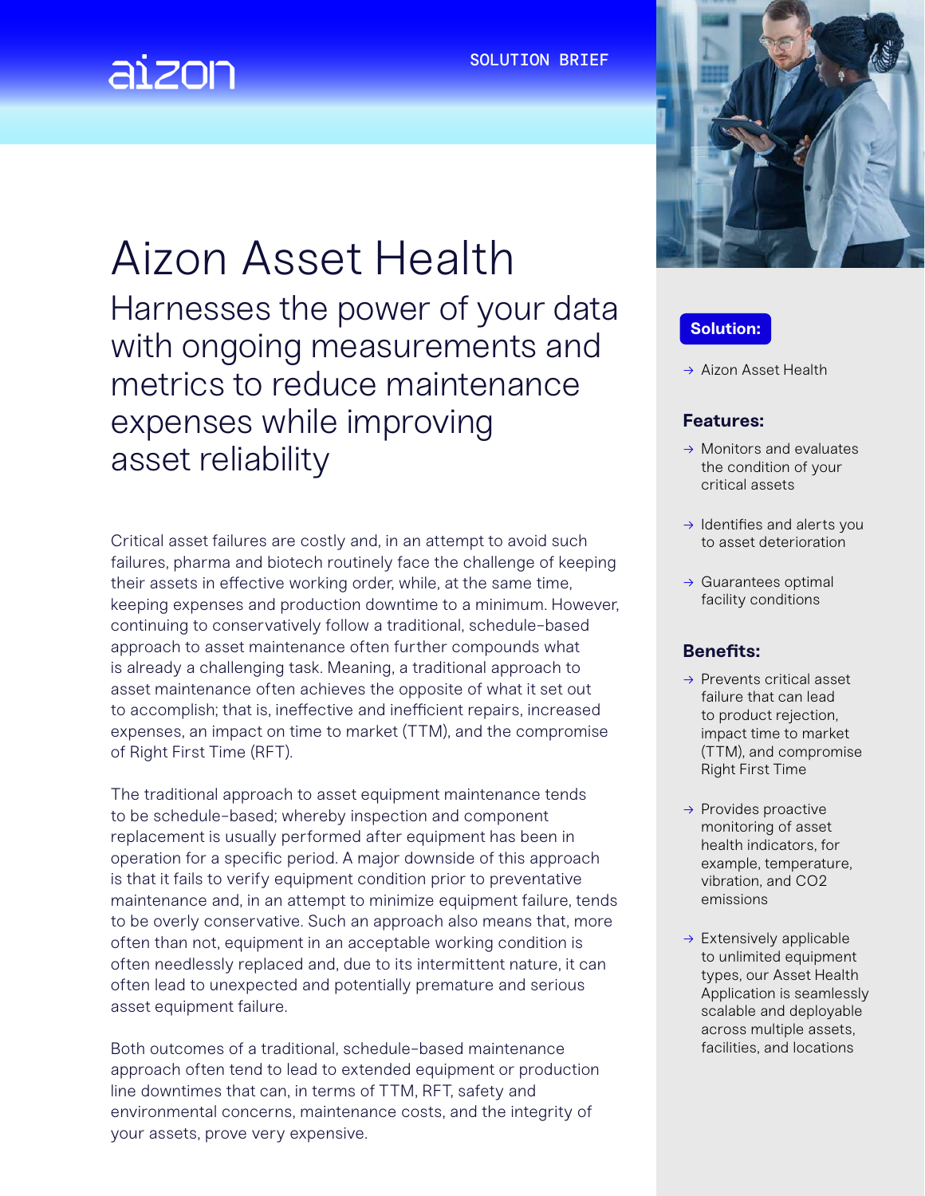aizon

SOLUTION BRIEF

# Aizon Asset Health

## Harnesses the power of your data with ongoing measurements and metrics to reduce maintenance expenses while improving asset reliability

Critical asset failures are costly and, in an attempt to avoid such failures, pharma and biotech routinely face the challenge of keeping their assets in effective working order, while, at the same time, keeping expenses and production downtime to a minimum. However, continuing to conservatively follow a traditional, schedule-based approach to asset maintenance often further compounds what is already a challenging task. Meaning, a traditional approach to asset maintenance often achieves the opposite of what it set out to accomplish; that is, ineffective and inefficient repairs, increased expenses, an impact on time to market (TTM), and the compromise of Right First Time (RFT).

The traditional approach to asset equipment maintenance tends to be schedule-based; whereby inspection and component replacement is usually performed after equipment has been in operation for a specific period. A major downside of this approach is that it fails to verify equipment condition prior to preventative maintenance and, in an attempt to minimize equipment failure, tends to be overly conservative. Such an approach also means that, more often than not, equipment in an acceptable working condition is often needlessly replaced and, due to its intermittent nature, it can often lead to unexpected and potentially premature and serious asset equipment failure.

Both outcomes of a traditional, schedule-based maintenance approach often tend to lead to extended equipment or production line downtimes that can, in terms of TTM, RFT, safety and environmental concerns, maintenance costs, and the integrity of your assets, prove very expensive.

**Solution:**

- → Aizon Asset Health

**Features:**

- → Monitors and evaluates the condition of your critical assets
- → Identifies and alerts you to asset deterioration
- → Guarantees optimal facility conditions

**Benefits:**

- → Prevents critical asset failure that can lead to product rejection, impact time to market (TTM), and compromise Right First Time
- → Provides proactive monitoring of asset health indicators, for example, temperature, vibration, and $CO_2$ emissions
- → Extensively applicable to unlimited equipment types, our Asset Health Application is seamlessly scalable and deployable across multiple assets, facilities, and locations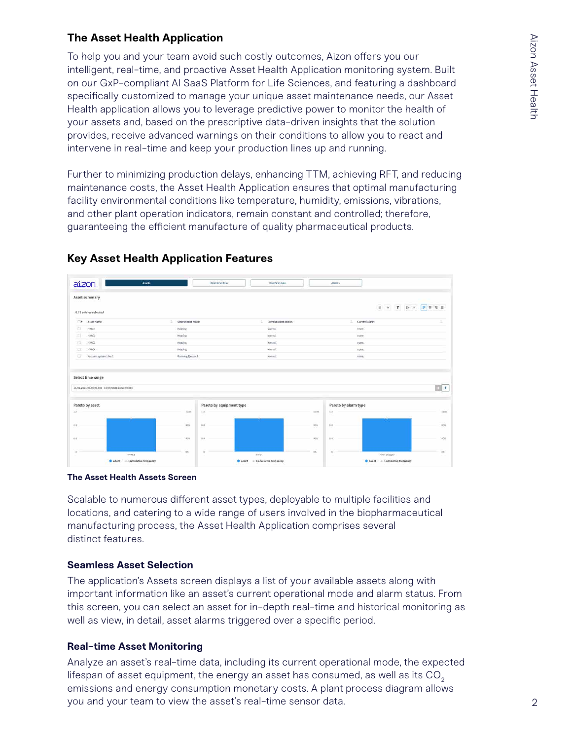## The Asset Health Application

To help you and your team avoid such costly outcomes, Aizon offers you our intelligent, real-time, and proactive Asset Health Application monitoring system. Built on our GxP-compliant AI SaaS Platform for Life Sciences, and featuring a dashboard specifically customized to manage your unique asset maintenance needs, our Asset Health application allows you to leverage predictive power to monitor the health of your assets and, based on the prescriptive data-driven insights that the solution provides, receive advanced warnings on their conditions to allow you to react and intervene in real-time and keep your production lines up and running.

Further to minimizing production delays, enhancing TTM, achieving RFT, and reducing maintenance costs, the Asset Health Application ensures that optimal manufacturing facility environmental conditions like temperature, humidity, emissions, vibrations, and other plant operation indicators, remain constant and controlled; therefore, guaranteeing the efficient manufacture of quality pharmaceutical products.

## Key Asset Health Application Features

**The Asset Health Assets Screen**

Scalable to numerous different asset types, deployable to multiple facilities and locations, and catering to a wide range of users involved in the biopharmaceutical manufacturing process, the Asset Health Application comprises several distinct features.

### Seamless Asset Selection

The application's Assets screen displays a list of your available assets along with important information like an asset's current operational mode and alarm status. From this screen, you can select an asset for in-depth real-time and historical monitoring as well as view, in detail, asset alarms triggered over a specific period.

### Real-time Asset Monitoring

Analyze an asset's real-time data, including its current operational mode, the expected lifespan of asset equipment, the energy an asset has consumed, as well as its $CO_2$ emissions and energy consumption monetary costs. A plant process diagram allows you and your team to view the asset's real-time sensor data.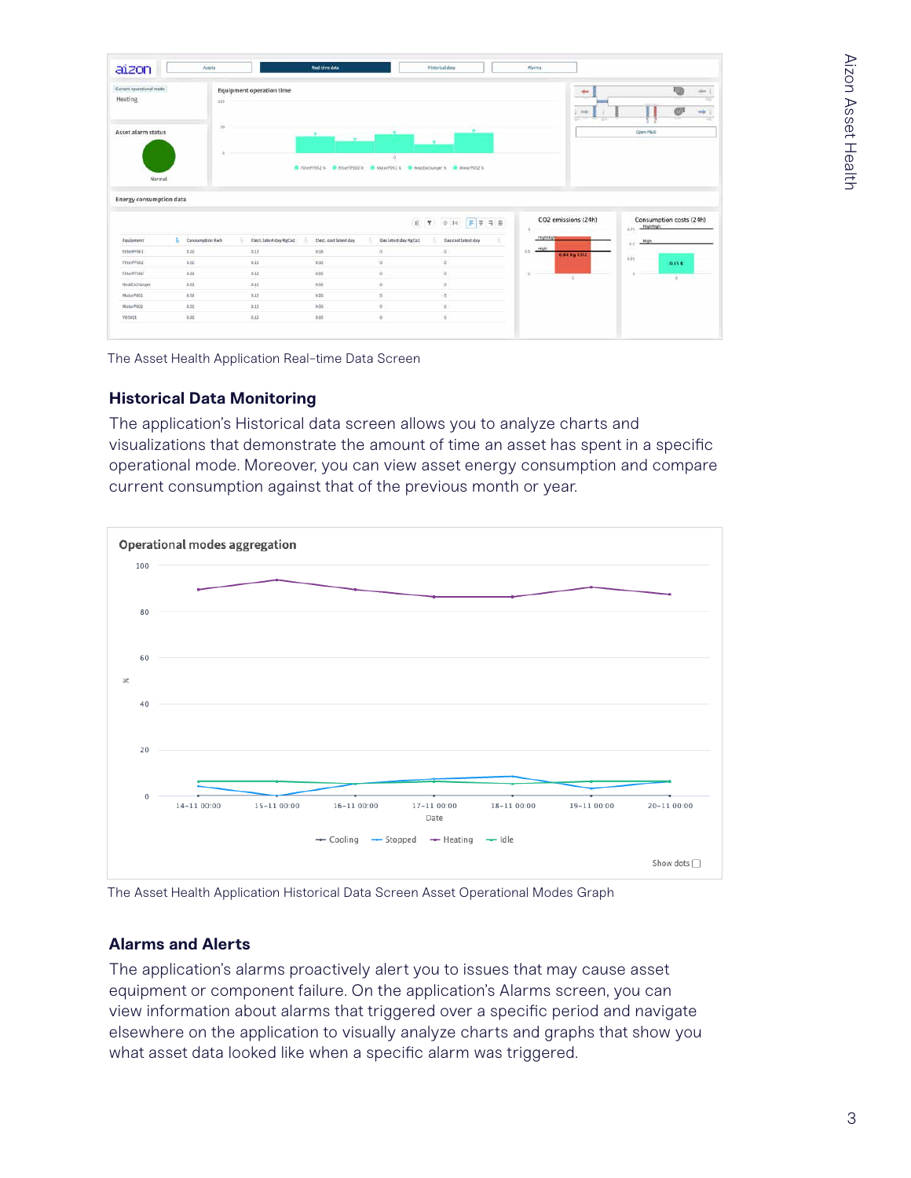The Asset Health Application Real-time Data Screen

### Historical Data Monitoring

The application's Historical data screen allows you to analyze charts and visualizations that demonstrate the amount of time an asset has spent in a specific operational mode. Moreover, you can view asset energy consumption and compare current consumption against that of the previous month or year.

The Asset Health Application Historical Data Screen Asset Operational Modes Graph

### Alarms and Alerts

The application's alarms proactively alert you to issues that may cause asset equipment or component failure. On the application's Alarms screen, you can view information about alarms that triggered over a specific period and navigate elsewhere on the application to visually analyze charts and graphs that show you what asset data looked like when a specific alarm was triggered.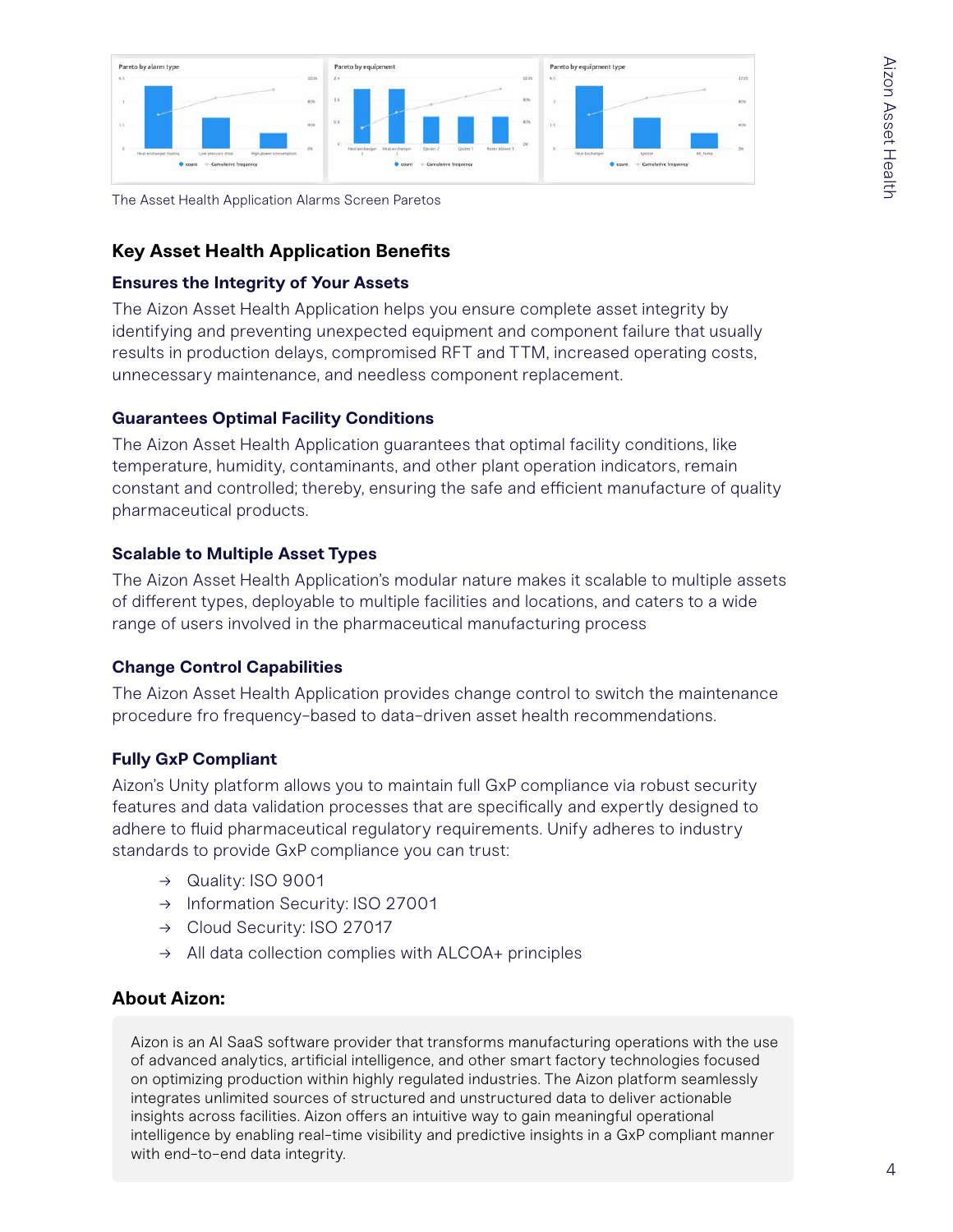The Asset Health Application Alarms Screen Paretos

## Key Asset Health Application Benefits

### Ensures the Integrity of Your Assets

The Aizon Asset Health Application helps you ensure complete asset integrity by identifying and preventing unexpected equipment and component failure that usually results in production delays, compromised RFT and TTM, increased operating costs, unnecessary maintenance, and needless component replacement.

### Guarantees Optimal Facility Conditions

The Aizon Asset Health Application guarantees that optimal facility conditions, like temperature, humidity, contaminants, and other plant operation indicators, remain constant and controlled; thereby, ensuring the safe and efficient manufacture of quality pharmaceutical products.

### Scalable to Multiple Asset Types

The Aizon Asset Health Application's modular nature makes it scalable to multiple assets of different types, deployable to multiple facilities and locations, and caters to a wide range of users involved in the pharmaceutical manufacturing process

### Change Control Capabilities

The Aizon Asset Health Application provides change control to switch the maintenance procedure fro frequency-based to data-driven asset health recommendations.

### Fully GxP Compliant

Aizon's Unity platform allows you to maintain full GxP compliance via robust security features and data validation processes that are specifically and expertly designed to adhere to fluid pharmaceutical regulatory requirements. Unify adheres to industry standards to provide GxP compliance you can trust:

- → Quality: ISO 9001
- → Information Security: ISO 27001
- → Cloud Security: ISO 27017
- → All data collection complies with ALCOA+ principles

## About Aizon:

Aizon is an AI SaaS software provider that transforms manufacturing operations with the use of advanced analytics, artificial intelligence, and other smart factory technologies focused on optimizing production within highly regulated industries. The Aizon platform seamlessly integrates unlimited sources of structured and unstructured data to deliver actionable insights across facilities. Aizon offers an intuitive way to gain meaningful operational intelligence by enabling real-time visibility and predictive insights in a GxP compliant manner with end-to-end data integrity.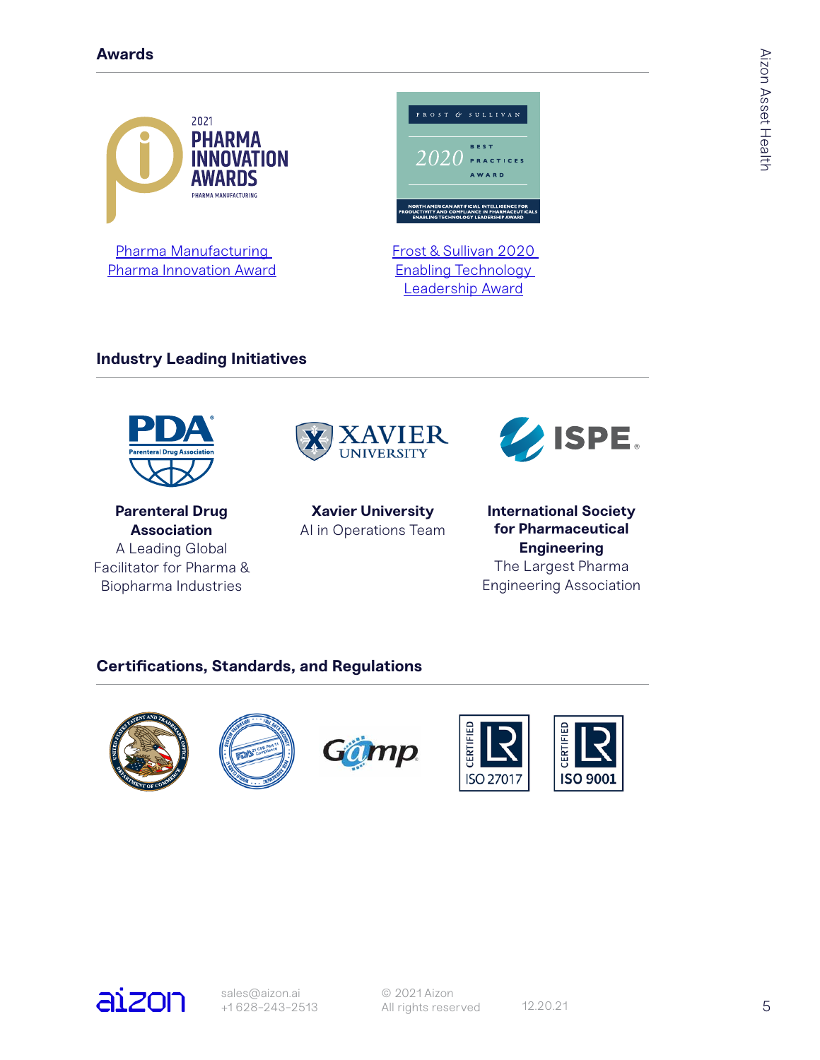## Awards

[Pharma Manufacturing Pharma Innovation Award]

[Frost & Sullivan 2020 Enabling Technology Leadership Award]

## Industry Leading Initiatives

**Parenteral Drug Association**
A Leading Global Facilitator for Pharma & Biopharma Industries

**Xavier University**
AI in Operations Team

**International Society for Pharmaceutical Engineering**
The Largest Pharma Engineering Association

## Certifications, Standards, and Regulations